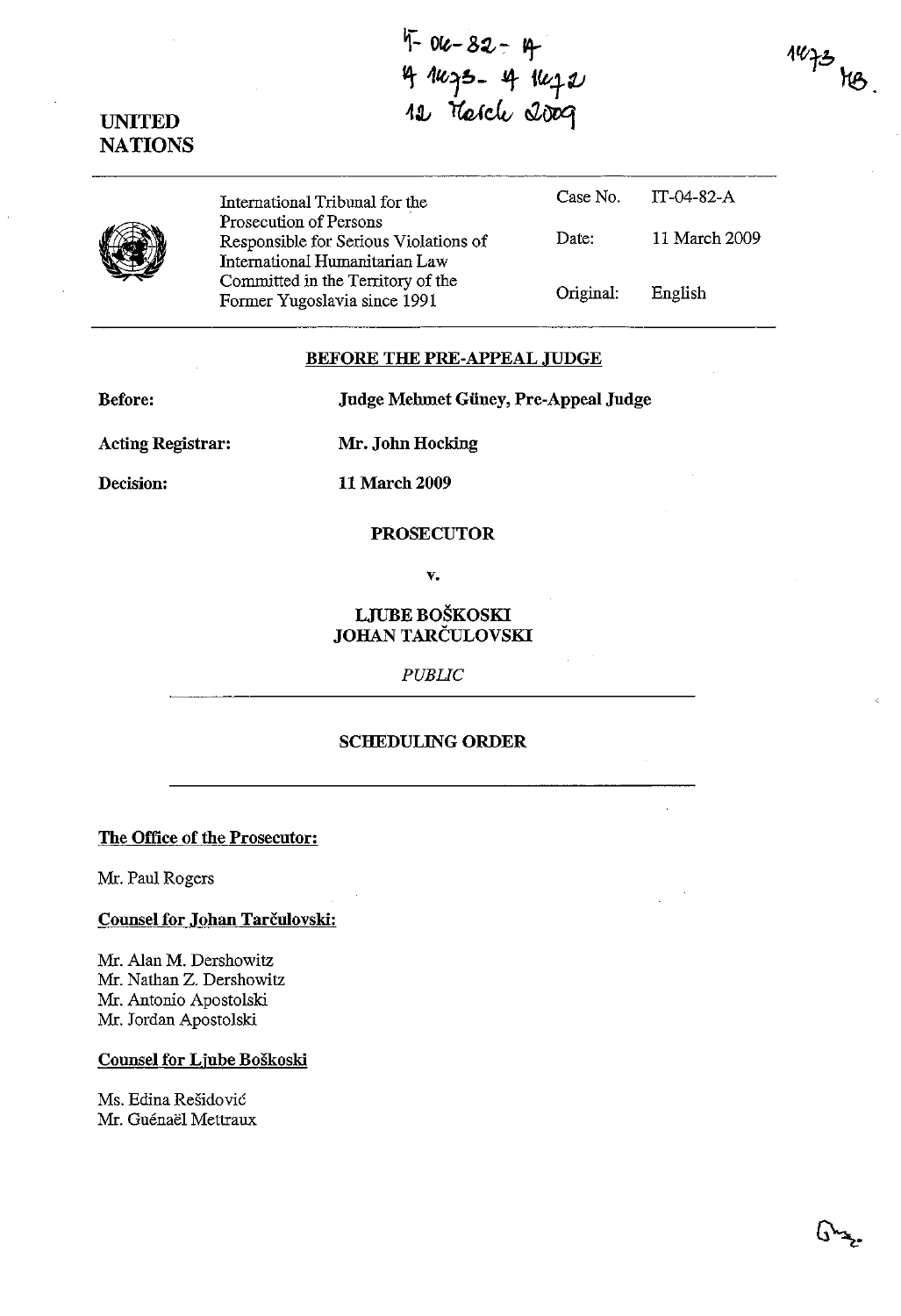IT-04-82-A
A 1473 - A 1472
12 March 2009

1473 MB.

UNITED NATIONS

| International Tribunal for the Prosecution of Persons Responsible for Serious Violations of International Humanitarian Law Committed in the Territory of the Former Yugoslavia since 1991 | Case No. | IT-04-82-A |
|---|---|---|
| | Date: | 11 March 2009 |
| | Original: | English |

**BEFORE THE PRE-APPEAL JUDGE**

**Before:** **Judge Mehmet Güney, Pre-Appeal Judge**

**Acting Registrar:** **Mr. John Hocking**

**Decision:** **11 March 2009**

**PROSECUTOR**

**v.**

**LJUBE BOŠKOSKI**
**JOHAN TARČULOVSKI**

*PUBLIC*

**SCHEDULING ORDER**

**The Office of the Prosecutor:**

Mr. Paul Rogers

**Counsel for Johan Tarčulovski:**

Mr. Alan M. Dershowitz
Mr. Nathan Z. Dershowitz
Mr. Antonio Apostolski
Mr. Jordan Apostolski

**Counsel for Ljube Boškoski**

Ms. Edina Rešidović
Mr. Guénaël Mettraux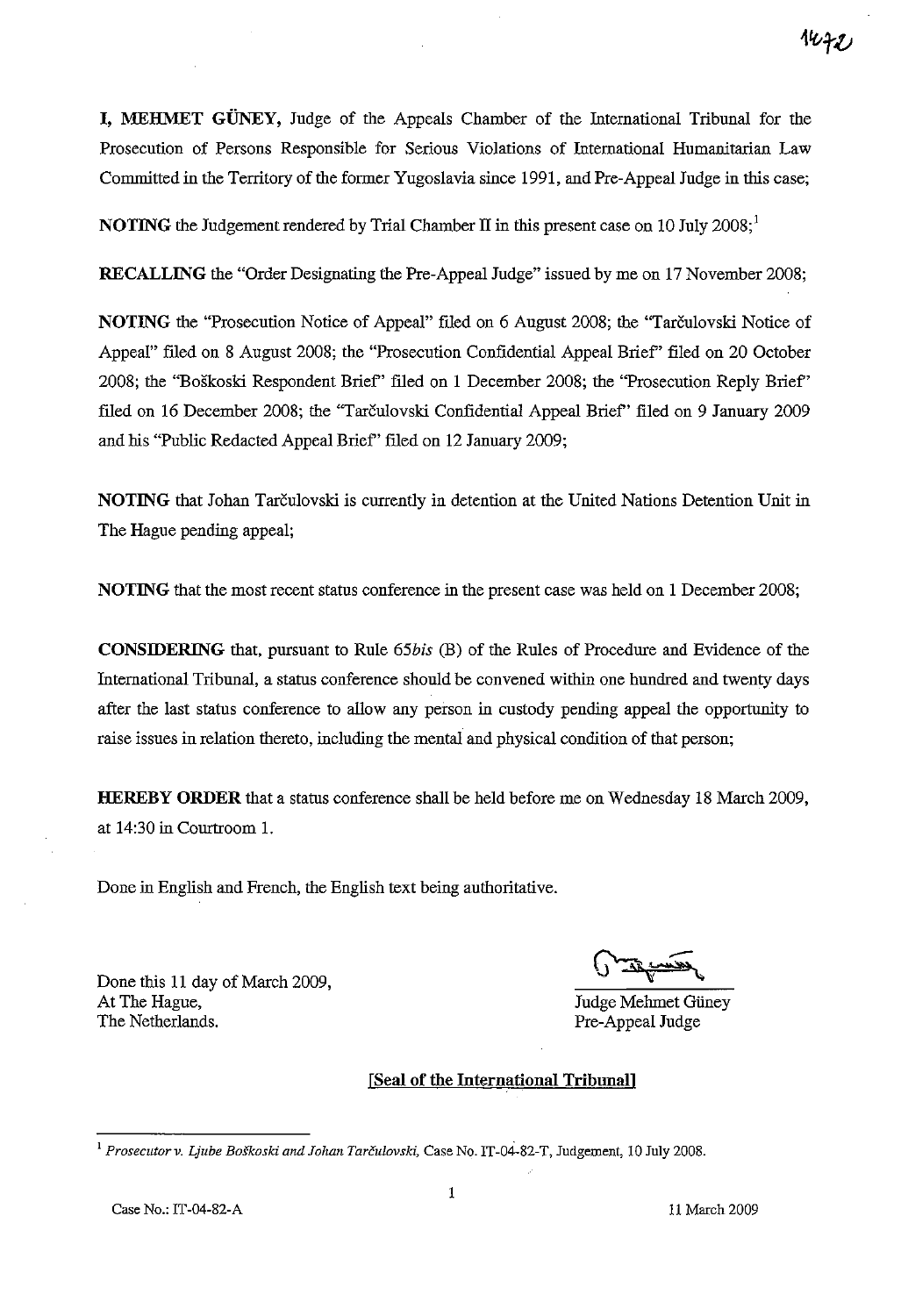**I, MEHMET GÜNEY,** Judge of the Appeals Chamber of the International Tribunal for the Prosecution of Persons Responsible for Serious Violations of International Humanitarian Law Committed in the Territory of the former Yugoslavia since 1991, and Pre-Appeal Judge in this case;

**NOTING** the Judgement rendered by Trial Chamber II in this present case on 10 July 2008;[1]

**RECALLING** the "Order Designating the Pre-Appeal Judge" issued by me on 17 November 2008;

**NOTING** the "Prosecution Notice of Appeal" filed on 6 August 2008; the "Tarčulovski Notice of Appeal" filed on 8 August 2008; the "Prosecution Confidential Appeal Brief" filed on 20 October 2008; the "Boškoski Respondent Brief" filed on 1 December 2008; the "Prosecution Reply Brief" filed on 16 December 2008; the "Tarčulovski Confidential Appeal Brief" filed on 9 January 2009 and his "Public Redacted Appeal Brief" filed on 12 January 2009;

**NOTING** that Johan Tarčulovski is currently in detention at the United Nations Detention Unit in The Hague pending appeal;

**NOTING** that the most recent status conference in the present case was held on 1 December 2008;

**CONSIDERING** that, pursuant to Rule 65*bis* (B) of the Rules of Procedure and Evidence of the International Tribunal, a status conference should be convened within one hundred and twenty days after the last status conference to allow any person in custody pending appeal the opportunity to raise issues in relation thereto, including the mental and physical condition of that person;

**HEREBY ORDER** that a status conference shall be held before me on Wednesday 18 March 2009, at 14:30 in Courtroom 1.

Done in English and French, the English text being authoritative.

Done this 11 day of March 2009,
At The Hague,
The Netherlands.

Judge Mehmet Güney
Pre-Appeal Judge

**[Seal of the International Tribunal]**

---

[1] *Prosecutor v. Ljube Boškoski and Johan Tarčulovski*, Case No. IT-04-82-T, Judgement, 10 July 2008.